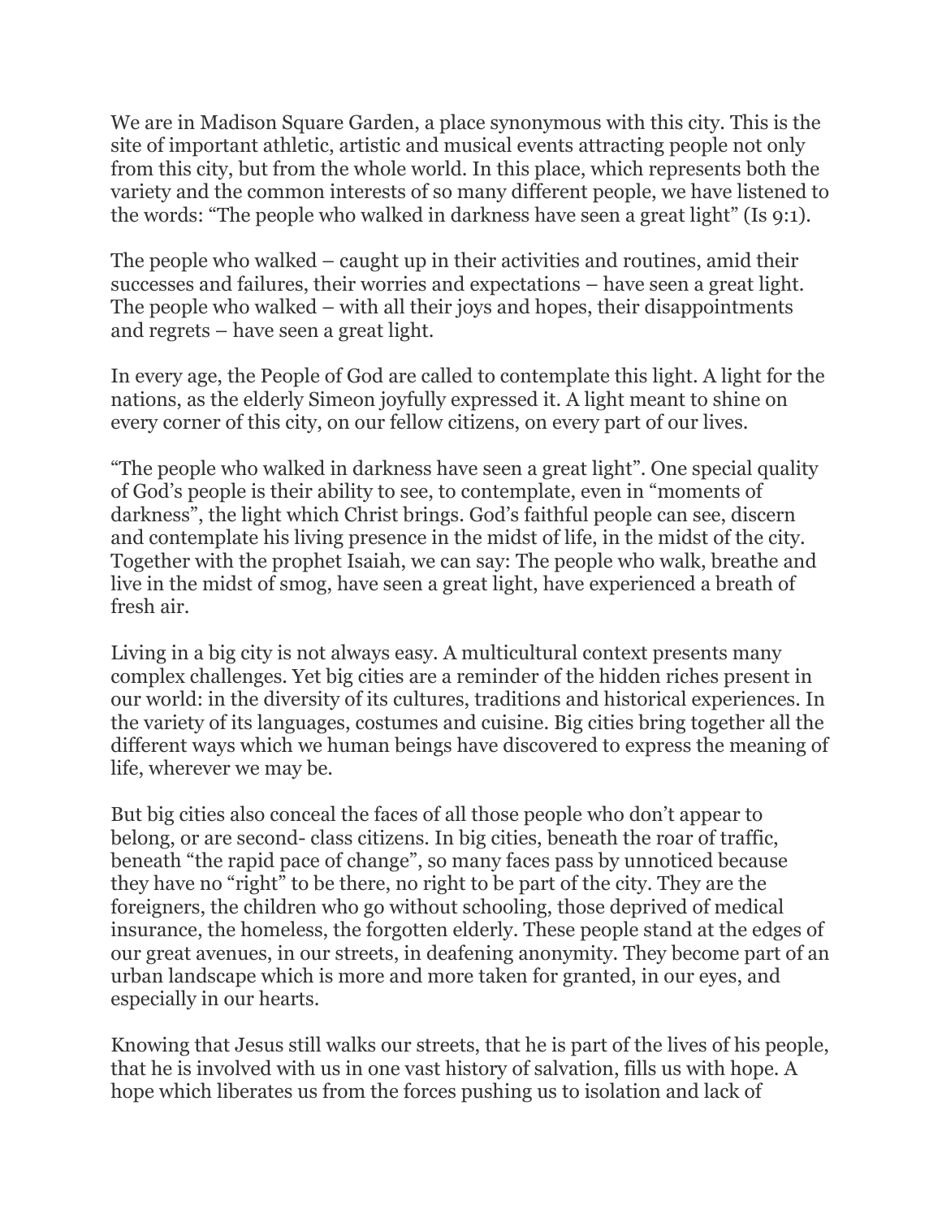We are in Madison Square Garden, a place synonymous with this city. This is the site of important athletic, artistic and musical events attracting people not only from this city, but from the whole world. In this place, which represents both the variety and the common interests of so many different people, we have listened to the words: "The people who walked in darkness have seen a great light" (Is 9:1).

The people who walked – caught up in their activities and routines, amid their successes and failures, their worries and expectations – have seen a great light. The people who walked – with all their joys and hopes, their disappointments and regrets – have seen a great light.

In every age, the People of God are called to contemplate this light. A light for the nations, as the elderly Simeon joyfully expressed it. A light meant to shine on every corner of this city, on our fellow citizens, on every part of our lives.

"The people who walked in darkness have seen a great light". One special quality of God's people is their ability to see, to contemplate, even in "moments of darkness", the light which Christ brings. God's faithful people can see, discern and contemplate his living presence in the midst of life, in the midst of the city. Together with the prophet Isaiah, we can say: The people who walk, breathe and live in the midst of smog, have seen a great light, have experienced a breath of fresh air.

Living in a big city is not always easy. A multicultural context presents many complex challenges. Yet big cities are a reminder of the hidden riches present in our world: in the diversity of its cultures, traditions and historical experiences. In the variety of its languages, costumes and cuisine. Big cities bring together all the different ways which we human beings have discovered to express the meaning of life, wherever we may be.

But big cities also conceal the faces of all those people who don't appear to belong, or are second- class citizens. In big cities, beneath the roar of traffic, beneath "the rapid pace of change", so many faces pass by unnoticed because they have no "right" to be there, no right to be part of the city. They are the foreigners, the children who go without schooling, those deprived of medical insurance, the homeless, the forgotten elderly. These people stand at the edges of our great avenues, in our streets, in deafening anonymity. They become part of an urban landscape which is more and more taken for granted, in our eyes, and especially in our hearts.

Knowing that Jesus still walks our streets, that he is part of the lives of his people, that he is involved with us in one vast history of salvation, fills us with hope. A hope which liberates us from the forces pushing us to isolation and lack of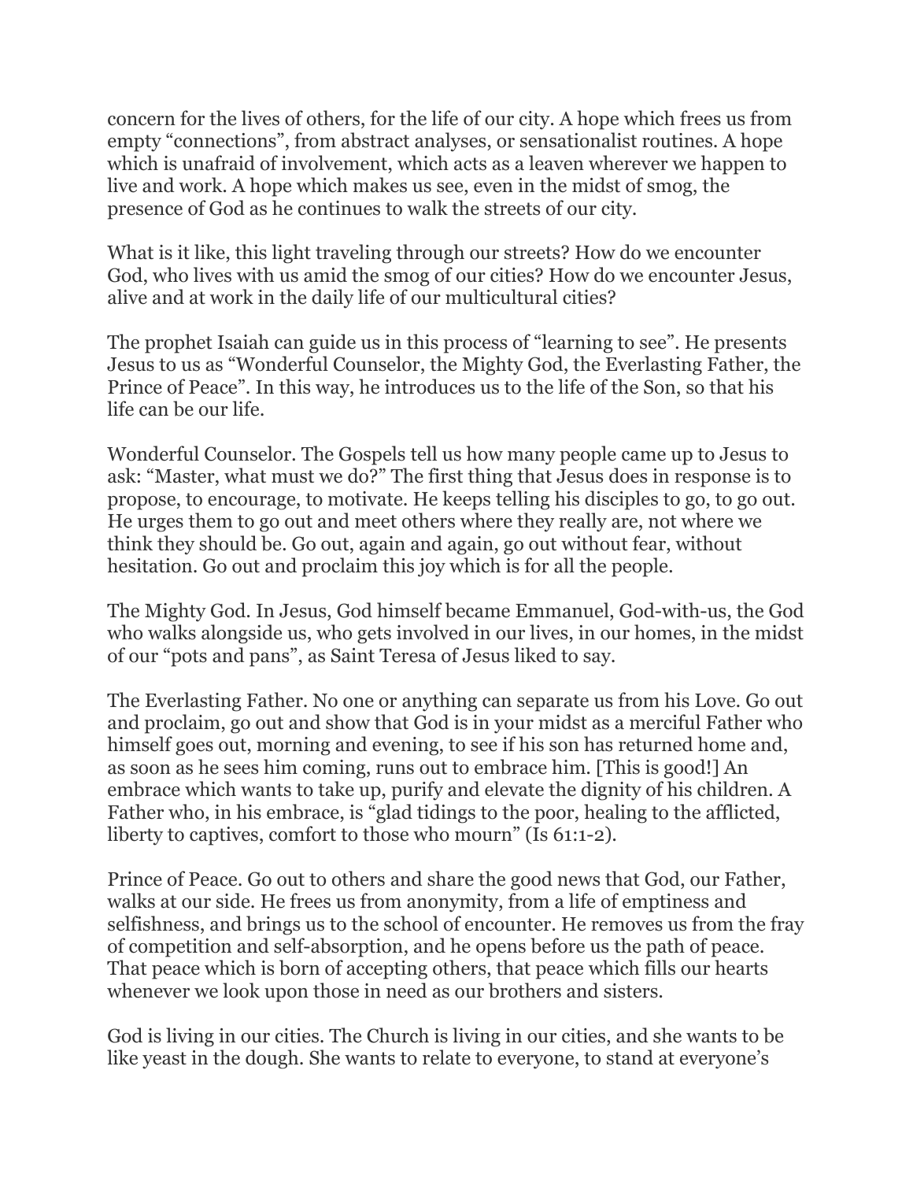concern for the lives of others, for the life of our city. A hope which frees us from empty "connections", from abstract analyses, or sensationalist routines. A hope which is unafraid of involvement, which acts as a leaven wherever we happen to live and work. A hope which makes us see, even in the midst of smog, the presence of God as he continues to walk the streets of our city.

What is it like, this light traveling through our streets? How do we encounter God, who lives with us amid the smog of our cities? How do we encounter Jesus, alive and at work in the daily life of our multicultural cities?

The prophet Isaiah can guide us in this process of "learning to see". He presents Jesus to us as "Wonderful Counselor, the Mighty God, the Everlasting Father, the Prince of Peace". In this way, he introduces us to the life of the Son, so that his life can be our life.

Wonderful Counselor. The Gospels tell us how many people came up to Jesus to ask: "Master, what must we do?" The first thing that Jesus does in response is to propose, to encourage, to motivate. He keeps telling his disciples to go, to go out. He urges them to go out and meet others where they really are, not where we think they should be. Go out, again and again, go out without fear, without hesitation. Go out and proclaim this joy which is for all the people.

The Mighty God. In Jesus, God himself became Emmanuel, God-with-us, the God who walks alongside us, who gets involved in our lives, in our homes, in the midst of our "pots and pans", as Saint Teresa of Jesus liked to say.

The Everlasting Father. No one or anything can separate us from his Love. Go out and proclaim, go out and show that God is in your midst as a merciful Father who himself goes out, morning and evening, to see if his son has returned home and, as soon as he sees him coming, runs out to embrace him. [This is good!] An embrace which wants to take up, purify and elevate the dignity of his children. A Father who, in his embrace, is "glad tidings to the poor, healing to the afflicted, liberty to captives, comfort to those who mourn" (Is 61:1-2).

Prince of Peace. Go out to others and share the good news that God, our Father, walks at our side. He frees us from anonymity, from a life of emptiness and selfishness, and brings us to the school of encounter. He removes us from the fray of competition and self-absorption, and he opens before us the path of peace. That peace which is born of accepting others, that peace which fills our hearts whenever we look upon those in need as our brothers and sisters.

God is living in our cities. The Church is living in our cities, and she wants to be like yeast in the dough. She wants to relate to everyone, to stand at everyone's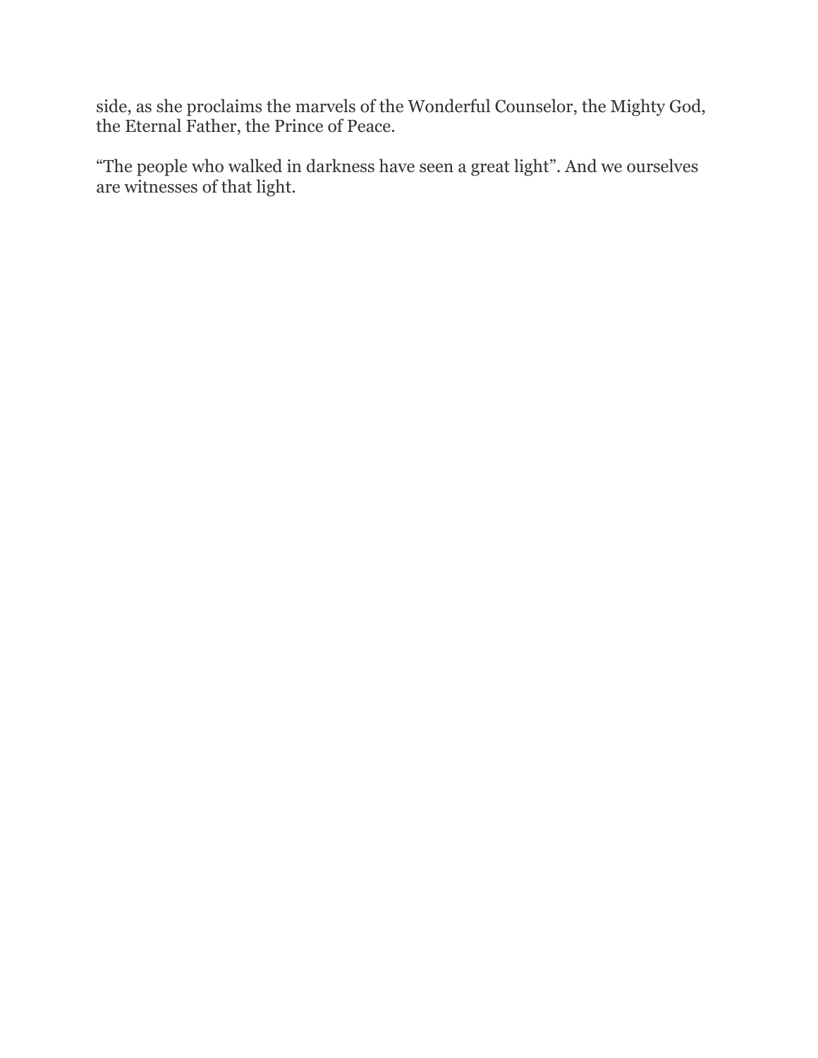side, as she proclaims the marvels of the Wonderful Counselor, the Mighty God, the Eternal Father, the Prince of Peace.

“The people who walked in darkness have seen a great light”. And we ourselves are witnesses of that light.